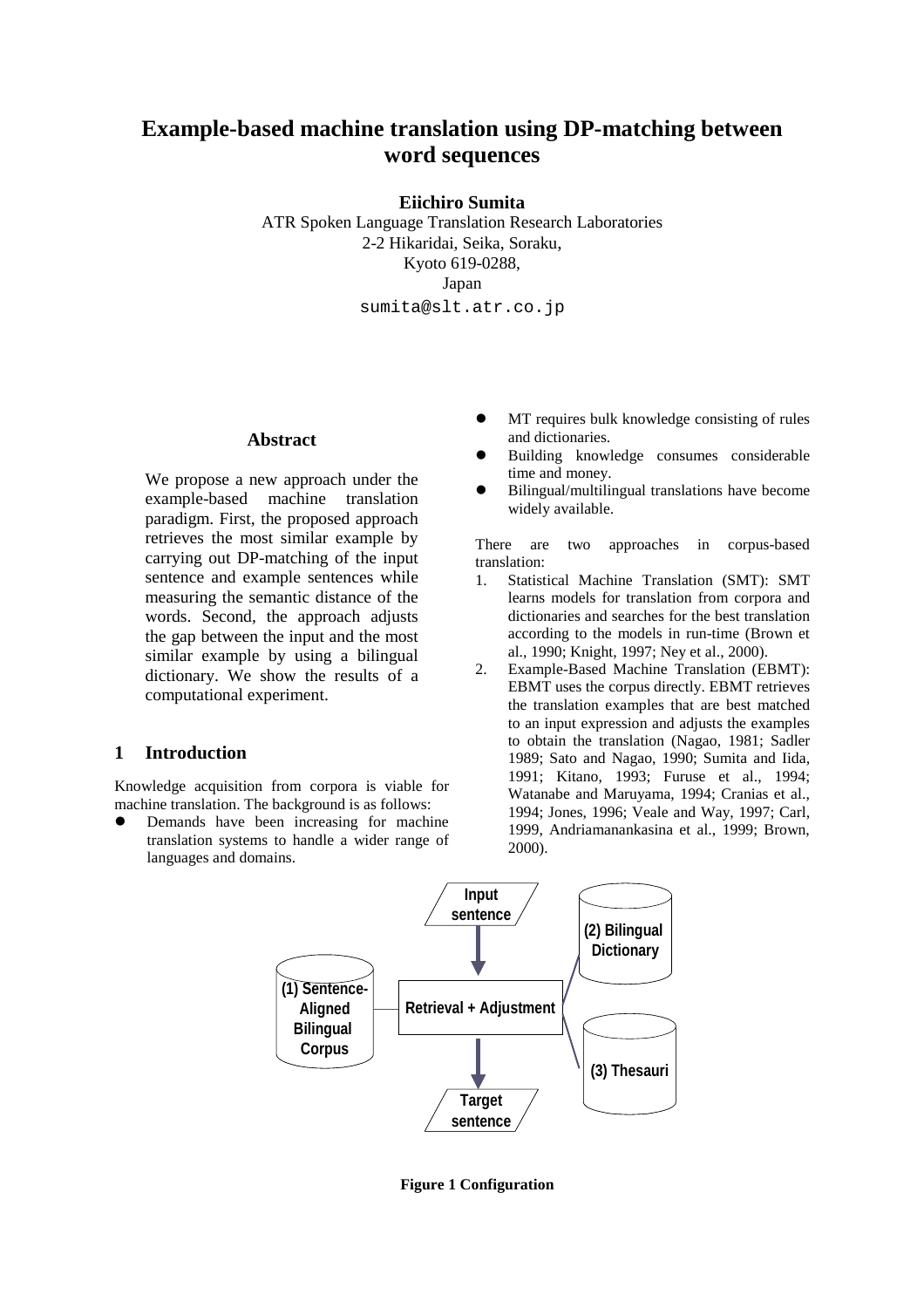# Example-based machine translation using DP-matching between word sequences

**Eiichiro Sumita**
ATR Spoken Language Translation Research Laboratories
2-2 Hikaridai, Seika, Soraku,
Kyoto 619-0288,
Japan
sumita@slt.atr.co.jp

## Abstract

We propose a new approach under the example-based machine translation paradigm. First, the proposed approach retrieves the most similar example by carrying out DP-matching of the input sentence and example sentences while measuring the semantic distance of the words. Second, the approach adjusts the gap between the input and the most similar example by using a bilingual dictionary. We show the results of a computational experiment.

## 1 Introduction

Knowledge acquisition from corpora is viable for machine translation. The background is as follows:

- Demands have been increasing for machine translation systems to handle a wider range of languages and domains.
- MT requires bulk knowledge consisting of rules and dictionaries.
- Building knowledge consumes considerable time and money.
- Bilingual/multilingual translations have become widely available.

There are two approaches in corpus-based translation:

1. Statistical Machine Translation (SMT): SMT learns models for translation from corpora and dictionaries and searches for the best translation according to the models in run-time (Brown et al., 1990; Knight, 1997; Ney et al., 2000).
2. Example-Based Machine Translation (EBMT): EBMT uses the corpus directly. EBMT retrieves the translation examples that are best matched to an input expression and adjusts the examples to obtain the translation (Nagao, 1981; Sadler 1989; Sato and Nagao, 1990; Sumita and Iida, 1991; Kitano, 1993; Furuse et al., 1994; Watanabe and Maruyama, 1994; Cranias et al., 1994; Jones, 1996; Veale and Way, 1997; Carl, 1999, Andriamanankasina et al., 1999; Brown, 2000).

Input sentence → Retrieval + Adjustment → Target sentence

(1) Sentence-Aligned Bilingual Corpus — (2) Bilingual Dictionary — (3) Thesauri

**Figure 1 Configuration**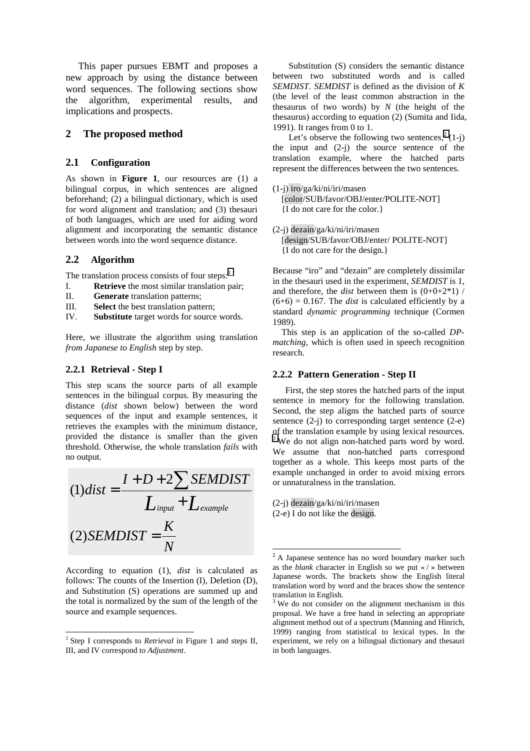This paper pursues EBMT and proposes a new approach by using the distance between word sequences. The following sections show the algorithm, experimental results, and implications and prospects.

## 2 The proposed method

### 2.1 Configuration

As shown in **Figure 1**, our resources are (1) a bilingual corpus, in which sentences are aligned beforehand; (2) a bilingual dictionary, which is used for word alignment and translation; and (3) thesauri of both languages, which are used for aiding word alignment and incorporating the semantic distance between words into the word sequence distance.

### 2.2 Algorithm

The translation process consists of four steps:[1]

I. **Retrieve** the most similar translation pair;
II. **Generate** translation patterns;
III. **Select** the best translation pattern;
IV. **Substitute** target words for source words.

Here, we illustrate the algorithm using translation *from Japanese to English* step by step.

#### 2.2.1 Retrieval - Step I

This step scans the source parts of all example sentences in the bilingual corpus. By measuring the distance (*dist* shown below) between the word sequences of the input and example sentences, it retrieves the examples with the minimum distance, provided the distance is smaller than the given threshold. Otherwise, the whole translation *fails* with no output.

$$(1) dist = \frac{I + D + 2\sum SEMDIST}{L_{input} + L_{example}}$$

$$(2) SEMDIST = \frac{K}{N}$$

According to equation (1), *dist* is calculated as follows: The counts of the Insertion (I), Deletion (D), and Substitution (S) operations are summed up and the total is normalized by the sum of the length of the source and example sequences.

Substitution (S) considers the semantic distance between two substituted words and is called *SEMDIST*. *SEMDIST* is defined as the division of *K* (the level of the least common abstraction in the thesaurus of two words) by *N* (the height of the thesaurus) according to equation (2) (Sumita and Iida, 1991). It ranges from 0 to 1.

Let's observe the following two sentences,[2] (1-j) the input and (2-j) the source sentence of the translation example, where the hatched parts represent the differences between the two sentences.

(1-j) iro/ga/ki/ni/iri/masen
[color/SUB/favor/OBJ/enter/POLITE-NOT]
{I do not care for the color.}

(2-j) dezain/ga/ki/ni/iri/masen
[design/SUB/favor/OBJ/enter/ POLITE-NOT]
{I do not care for the design.}

Because "iro" and "dezain" are completely dissimilar in the thesauri used in the experiment, *SEMDIST* is 1, and therefore, the *dist* between them is (0+0+2\*1) / (6+6) = 0.167. The *dist* is calculated efficiently by a standard *dynamic programming* technique (Cormen 1989).

This step is an application of the so-called *DP-matching*, which is often used in speech recognition research.

#### 2.2.2 Pattern Generation - Step II

First, the step stores the hatched parts of the input sentence in memory for the following translation. Second, the step aligns the hatched parts of source sentence (2-j) to corresponding target sentence (2-e) of the translation example by using lexical resources.[3] We do not align non-hatched parts word by word. We assume that non-hatched parts correspond together as a whole. This keeps most parts of the example unchanged in order to avoid mixing errors or unnaturalness in the translation.

(2-j) dezain/ga/ki/ni/iri/masen
(2-e) I do not like the design.

---

[1] Step I corresponds to *Retrieval* in Figure 1 and steps II, III, and IV correspond to *Adjustment*.

[2] A Japanese sentence has no word boundary marker such as the *blank* character in English so we put « / » between Japanese words. The brackets show the English literal translation word by word and the braces show the sentence translation in English.

[3] We do not consider on the alignment mechanism in this proposal. We have a free hand in selecting an appropriate alignment method out of a spectrum (Manning and Hinrich, 1999) ranging from statistical to lexical types. In the experiment, we rely on a bilingual dictionary and thesauri in both languages.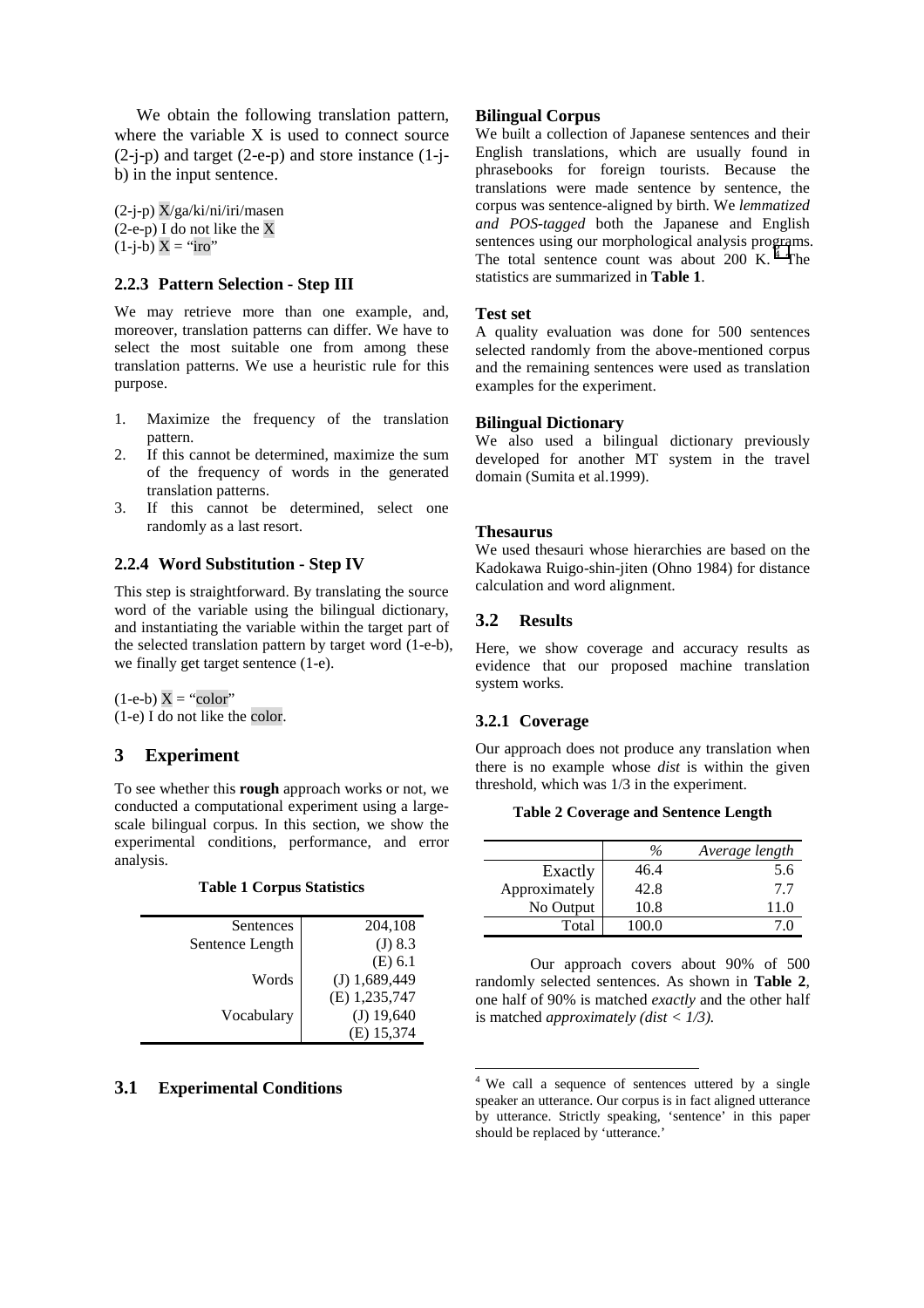We obtain the following translation pattern, where the variable X is used to connect source (2-j-p) and target (2-e-p) and store instance (1-j-b) in the input sentence.

(2-j-p) X/ga/ki/ni/iri/masen
(2-e-p) I do not like the X
(1-j-b) X = "iro"

### 2.2.3 Pattern Selection - Step III

We may retrieve more than one example, and, moreover, translation patterns can differ. We have to select the most suitable one from among these translation patterns. We use a heuristic rule for this purpose.

1. Maximize the frequency of the translation pattern.
2. If this cannot be determined, maximize the sum of the frequency of words in the generated translation patterns.
3. If this cannot be determined, select one randomly as a last resort.

### 2.2.4 Word Substitution - Step IV

This step is straightforward. By translating the source word of the variable using the bilingual dictionary, and instantiating the variable within the target part of the selected translation pattern by target word (1-e-b), we finally get target sentence (1-e).

(1-e-b) X = "color"
(1-e) I do not like the color.

## 3 Experiment

To see whether this **rough** approach works or not, we conducted a computational experiment using a large-scale bilingual corpus. In this section, we show the experimental conditions, performance, and error analysis.

**Table 1 Corpus Statistics**

| | |
|---|---|
| Sentences | 204,108 |
| Sentence Length | (J) 8.3 |
| | (E) 6.1 |
| Words | (J) 1,689,449 |
| | (E) 1,235,747 |
| Vocabulary | (J) 19,640 |
| | (E) 15,374 |

## 3.1 Experimental Conditions

**Bilingual Corpus**
We built a collection of Japanese sentences and their English translations, which are usually found in phrasebooks for foreign tourists. Because the translations were made sentence by sentence, the corpus was sentence-aligned by birth. We *lemmatized and POS-tagged* both the Japanese and English sentences using our morphological analysis programs. The total sentence count was about 200 K.[4] The statistics are summarized in **Table 1**.

**Test set**
A quality evaluation was done for 500 sentences selected randomly from the above-mentioned corpus and the remaining sentences were used as translation examples for the experiment.

**Bilingual Dictionary**
We also used a bilingual dictionary previously developed for another MT system in the travel domain (Sumita et al.1999).

**Thesaurus**
We used thesauri whose hierarchies are based on the Kadokawa Ruigo-shin-jiten (Ohno 1984) for distance calculation and word alignment.

## 3.2 Results

Here, we show coverage and accuracy results as evidence that our proposed machine translation system works.

### 3.2.1 Coverage

Our approach does not produce any translation when there is no example whose *dist* is within the given threshold, which was 1/3 in the experiment.

**Table 2 Coverage and Sentence Length**

| | *%* | *Average length* |
|---|---|---|
| Exactly | 46.4 | 5.6 |
| Approximately | 42.8 | 7.7 |
| No Output | 10.8 | 11.0 |
| Total | 100.0 | 7.0 |

Our approach covers about 90% of 500 randomly selected sentences. As shown in **Table 2**, one half of 90% is matched *exactly* and the other half is matched *approximately (dist < 1/3).*

[4] We call a sequence of sentences uttered by a single speaker an utterance. Our corpus is in fact aligned utterance by utterance. Strictly speaking, 'sentence' in this paper should be replaced by 'utterance.'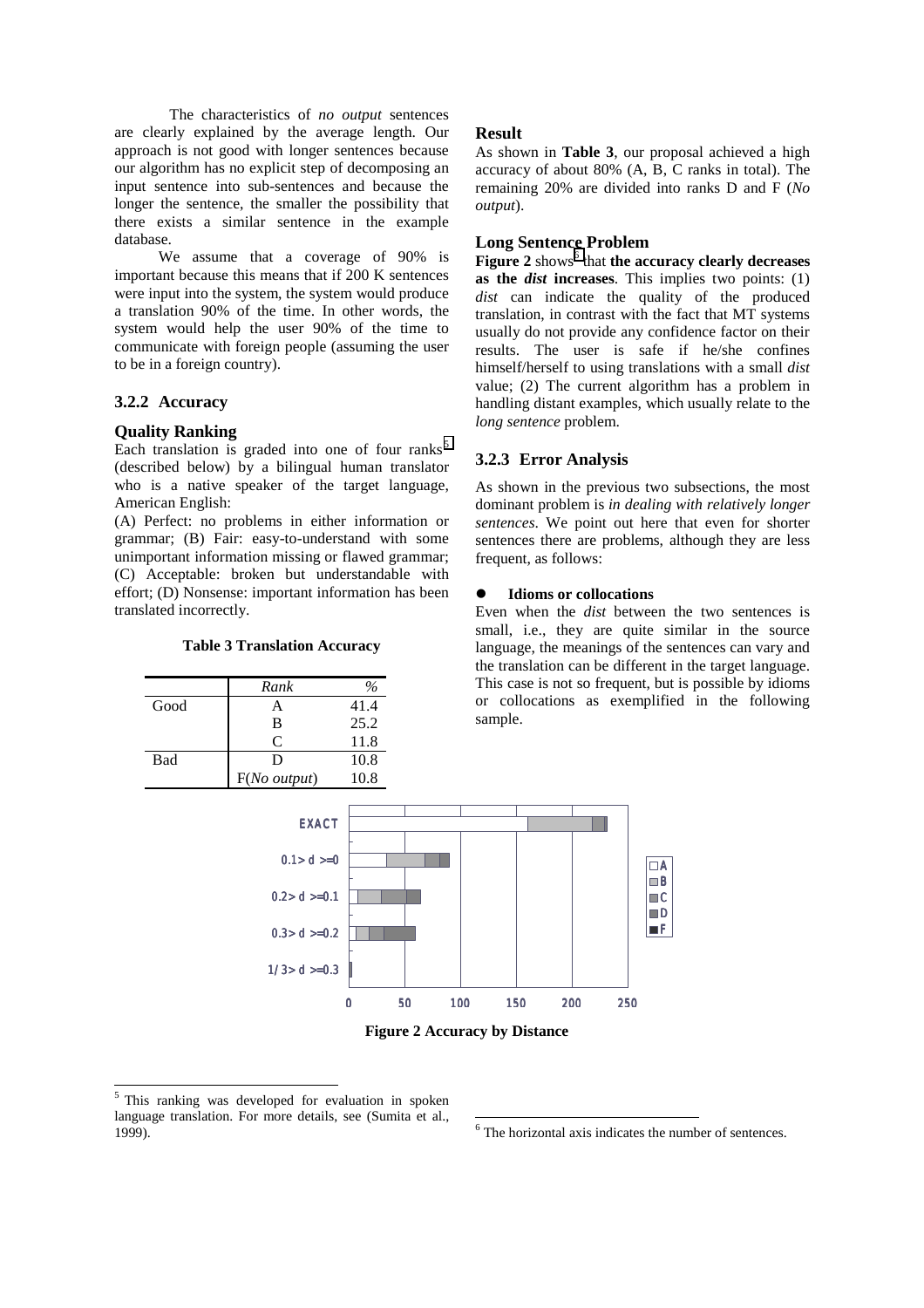The characteristics of *no output* sentences are clearly explained by the average length. Our approach is not good with longer sentences because our algorithm has no explicit step of decomposing an input sentence into sub-sentences and because the longer the sentence, the smaller the possibility that there exists a similar sentence in the example database.

We assume that a coverage of 90% is important because this means that if 200 K sentences were input into the system, the system would produce a translation 90% of the time. In other words, the system would help the user 90% of the time to communicate with foreign people (assuming the user to be in a foreign country).

### 3.2.2 Accuracy

#### Quality Ranking

Each translation is graded into one of four ranks[5] (described below) by a bilingual human translator who is a native speaker of the target language, American English:

(A) Perfect: no problems in either information or grammar; (B) Fair: easy-to-understand with some unimportant information missing or flawed grammar; (C) Acceptable: broken but understandable with effort; (D) Nonsense: important information has been translated incorrectly.

**Table 3 Translation Accuracy**

| | *Rank* | *%* |
|---|---|---|
| Good | A | 41.4 |
| | B | 25.2 |
| | C | 11.8 |
| Bad | D | 10.8 |
| | F(*No output*) | 10.8 |

#### Result

As shown in **Table 3**, our proposal achieved a high accuracy of about 80% (A, B, C ranks in total). The remaining 20% are divided into ranks D and F (*No output*).

#### Long Sentence Problem

**Figure 2** shows[6] that **the accuracy clearly decreases as the *dist* increases**. This implies two points: (1) *dist* can indicate the quality of the produced translation, in contrast with the fact that MT systems usually do not provide any confidence factor on their results. The user is safe if he/she confines himself/herself to using translations with a small *dist* value; (2) The current algorithm has a problem in handling distant examples, which usually relate to the *long sentence* problem.

### 3.2.3 Error Analysis

As shown in the previous two subsections, the most dominant problem is *in dealing with relatively longer sentences*. We point out here that even for shorter sentences there are problems, although they are less frequent, as follows:

- **Idioms or collocations**

Even when the *dist* between the two sentences is small, i.e., they are quite similar in the source language, the meanings of the sentences can vary and the translation can be different in the target language. This case is not so frequent, but is possible by idioms or collocations as exemplified in the following sample.

**Figure 2 Accuracy by Distance**

[5] This ranking was developed for evaluation in spoken language translation. For more details, see (Sumita et al., 1999).

[6] The horizontal axis indicates the number of sentences.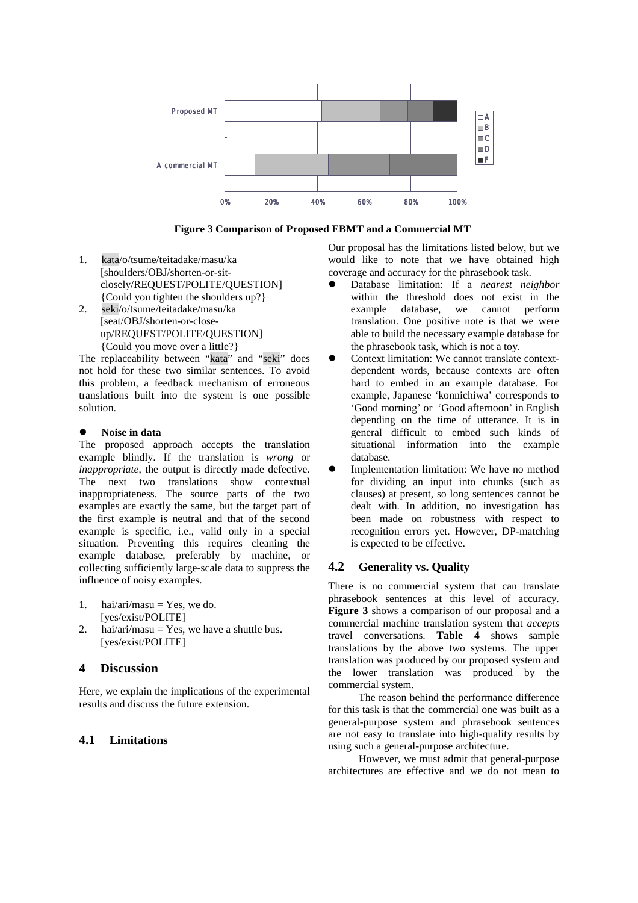**Figure 3 Comparison of Proposed EBMT and a Commercial MT**

1. kata/o/tsume/teitadake/masu/ka
   [shoulders/OBJ/shorten-or-sit-closely/REQUEST/POLITE/QUESTION]
   {Could you tighten the shoulders up?}
2. seki/o/tsume/teitadake/masu/ka
   [seat/OBJ/shorten-or-close-up/REQUEST/POLITE/QUESTION]
   {Could you move over a little?}

The replaceability between "kata" and "seki" does not hold for these two similar sentences. To avoid this problem, a feedback mechanism of erroneous translations built into the system is one possible solution.

- **Noise in data**

The proposed approach accepts the translation example blindly. If the translation is *wrong* or *inappropriate*, the output is directly made defective. The next two translations show contextual inappropriateness. The source parts of the two examples are exactly the same, but the target part of the first example is neutral and that of the second example is specific, i.e., valid only in a special situation. Preventing this requires cleaning the example database, preferably by machine, or collecting sufficiently large-scale data to suppress the influence of noisy examples.

1. hai/ari/masu = Yes, we do.
   [yes/exist/POLITE]
2. hai/ari/masu = Yes, we have a shuttle bus.
   [yes/exist/POLITE]

## 4 Discussion

Here, we explain the implications of the experimental results and discuss the future extension.

### 4.1 Limitations

Our proposal has the limitations listed below, but we would like to note that we have obtained high coverage and accuracy for the phrasebook task.

- Database limitation: If a *nearest neighbor* within the threshold does not exist in the example database, we cannot perform translation. One positive note is that we were able to build the necessary example database for the phrasebook task, which is not a toy.
- Context limitation: We cannot translate context-dependent words, because contexts are often hard to embed in an example database. For example, Japanese 'konnichiwa' corresponds to 'Good morning' or 'Good afternoon' in English depending on the time of utterance. It is in general difficult to embed such kinds of situational information into the example database.
- Implementation limitation: We have no method for dividing an input into chunks (such as clauses) at present, so long sentences cannot be dealt with. In addition, no investigation has been made on robustness with respect to recognition errors yet. However, DP-matching is expected to be effective.

### 4.2 Generality vs. Quality

There is no commercial system that can translate phrasebook sentences at this level of accuracy. **Figure 3** shows a comparison of our proposal and a commercial machine translation system that *accepts* travel conversations. **Table 4** shows sample translations by the above two systems. The upper translation was produced by our proposed system and the lower translation was produced by the commercial system.

The reason behind the performance difference for this task is that the commercial one was built as a general-purpose system and phrasebook sentences are not easy to translate into high-quality results by using such a general-purpose architecture.

However, we must admit that general-purpose architectures are effective and we do not mean to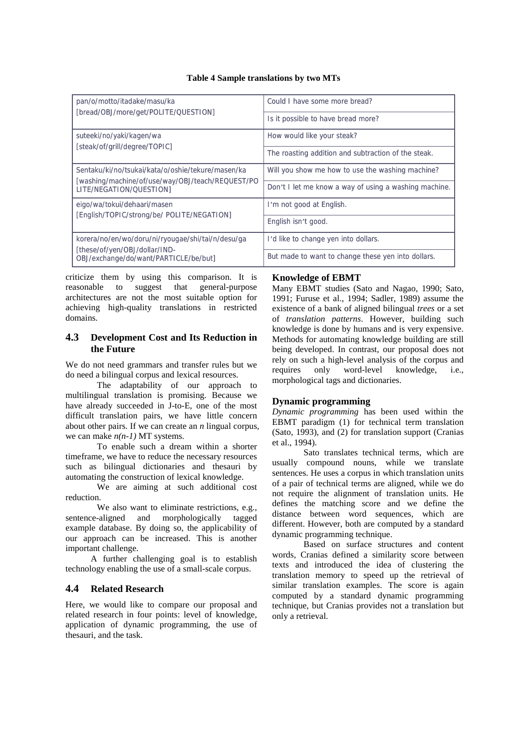**Table 4 Sample translations by two MTs**

| | |
|---|---|
| pan/o/motto/itadake/masu/ka [bread/OBJ/more/get/POLITE/QUESTION] | Could I have some more bread? |
| | Is it possible to have bread more? |
| suteeki/no/yaki/kagen/wa [steak/of/grill/degree/TOPIC] | How would like your steak? |
| | The roasting addition and subtraction of the steak. |
| Sentaku/ki/no/tsukai/kata/o/oshie/tekure/masen/ka [washing/machine/of/use/way/OBJ/teach/REQUEST/POLITE/NEGATION/QUESTION] | Will you show me how to use the washing machine? |
| | Don't I let me know a way of using a washing machine. |
| eigo/wa/tokui/dehaari/masen [English/TOPIC/strong/be/ POLITE/NEGATION] | I'm not good at English. |
| | English isn't good. |
| korera/no/en/wo/doru/ni/ryougae/shi/tai/n/desu/ga [these/of/yen/OBJ/dollar/IND-OBJ/exchange/do/want/PARTICLE/be/but] | I'd like to change yen into dollars. |
| | But made to want to change these yen into dollars. |

criticize them by using this comparison. It is reasonable to suggest that general-purpose architectures are not the most suitable option for achieving high-quality translations in restricted domains.

## 4.3 Development Cost and Its Reduction in the Future

We do not need grammars and transfer rules but we do need a bilingual corpus and lexical resources.

The adaptability of our approach to multilingual translation is promising. Because we have already succeeded in J-to-E, one of the most difficult translation pairs, we have little concern about other pairs. If we can create an $n$ lingual corpus, we can make $n(n-1)$ MT systems.

To enable such a dream within a shorter timeframe, we have to reduce the necessary resources such as bilingual dictionaries and thesauri by automating the construction of lexical knowledge.

We are aiming at such additional cost reduction.

We also want to eliminate restrictions, e.g., sentence-aligned and morphologically tagged example database. By doing so, the applicability of our approach can be increased. This is another important challenge.

A further challenging goal is to establish technology enabling the use of a small-scale corpus.

## 4.4 Related Research

Here, we would like to compare our proposal and related research in four points: level of knowledge, application of dynamic programming, the use of thesauri, and the task.

### Knowledge of EBMT

Many EBMT studies (Sato and Nagao, 1990; Sato, 1991; Furuse et al., 1994; Sadler, 1989) assume the existence of a bank of aligned bilingual *trees* or a set of *translation patterns*. However, building such knowledge is done by humans and is very expensive. Methods for automating knowledge building are still being developed. In contrast, our proposal does not rely on such a high-level analysis of the corpus and requires only word-level knowledge, i.e., morphological tags and dictionaries.

### Dynamic programming

*Dynamic programming* has been used within the EBMT paradigm (1) for technical term translation (Sato, 1993), and (2) for translation support (Cranias et al., 1994).

Sato translates technical terms, which are usually compound nouns, while we translate sentences. He uses a corpus in which translation units of a pair of technical terms are aligned, while we do not require the alignment of translation units. He defines the matching score and we define the distance between word sequences, which are different. However, both are computed by a standard dynamic programming technique.

Based on surface structures and content words, Cranias defined a similarity score between texts and introduced the idea of clustering the translation memory to speed up the retrieval of similar translation examples. The score is again computed by a standard dynamic programming technique, but Cranias provides not a translation but only a retrieval.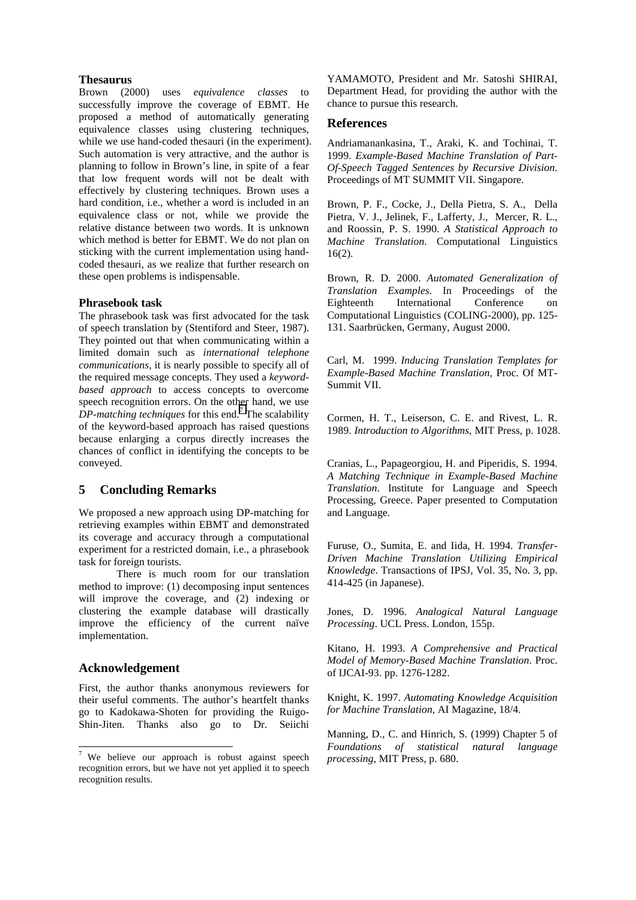### Thesaurus

Brown (2000) uses *equivalence classes* to successfully improve the coverage of EBMT. He proposed a method of automatically generating equivalence classes using clustering techniques, while we use hand-coded thesauri (in the experiment). Such automation is very attractive, and the author is planning to follow in Brown's line, in spite of a fear that low frequent words will not be dealt with effectively by clustering techniques. Brown uses a hard condition, i.e., whether a word is included in an equivalence class or not, while we provide the relative distance between two words. It is unknown which method is better for EBMT. We do not plan on sticking with the current implementation using hand-coded thesauri, as we realize that further research on these open problems is indispensable.

### Phrasebook task

The phrasebook task was first advocated for the task of speech translation by (Stentiford and Steer, 1987). They pointed out that when communicating within a limited domain such as *international telephone communications*, it is nearly possible to specify all of the required message concepts. They used a *keyword-based approach* to access concepts to overcome speech recognition errors. On the other hand, we use *DP-matching techniques* for this end.[7] The scalability of the keyword-based approach has raised questions because enlarging a corpus directly increases the chances of conflict in identifying the concepts to be conveyed.

## 5 Concluding Remarks

We proposed a new approach using DP-matching for retrieving examples within EBMT and demonstrated its coverage and accuracy through a computational experiment for a restricted domain, i.e., a phrasebook task for foreign tourists.

There is much room for our translation method to improve: (1) decomposing input sentences will improve the coverage, and (2) indexing or clustering the example database will drastically improve the efficiency of the current naïve implementation.

## Acknowledgement

First, the author thanks anonymous reviewers for their useful comments. The author's heartfelt thanks go to Kadokawa-Shoten for providing the Ruigo-Shin-Jiten. Thanks also go to Dr. Seiichi YAMAMOTO, President and Mr. Satoshi SHIRAI, Department Head, for providing the author with the chance to pursue this research.

[7] We believe our approach is robust against speech recognition errors, but we have not yet applied it to speech recognition results.

## References

Andriamanankasina, T., Araki, K. and Tochinai, T. 1999. *Example-Based Machine Translation of Part-Of-Speech Tagged Sentences by Recursive Division*. Proceedings of MT SUMMIT VII. Singapore.

Brown, P. F., Cocke, J., Della Pietra, S. A., Della Pietra, V. J., Jelinek, F., Lafferty, J., Mercer, R. L., and Roossin, P. S. 1990. *A Statistical Approach to Machine Translation*. Computational Linguistics 16(2).

Brown, R. D. 2000. *Automated Generalization of Translation Examples*. In Proceedings of the Eighteenth International Conference on Computational Linguistics (COLING-2000), pp. 125-131. Saarbrücken, Germany, August 2000.

Carl, M. 1999. *Inducing Translation Templates for Example-Based Machine Translation*, Proc. Of MT-Summit VII.

Cormen, H. T., Leiserson, C. E. and Rivest, L. R. 1989. *Introduction to Algorithms*, MIT Press, p. 1028.

Cranias, L., Papageorgiou, H. and Piperidis, S. 1994. *A Matching Technique in Example-Based Machine Translation*. Institute for Language and Speech Processing, Greece. Paper presented to Computation and Language.

Furuse, O., Sumita, E. and Iida, H. 1994. *Transfer-Driven Machine Translation Utilizing Empirical Knowledge*. Transactions of IPSJ, Vol. 35, No. 3, pp. 414-425 (in Japanese).

Jones, D. 1996. *Analogical Natural Language Processing*. UCL Press. London, 155p.

Kitano, H. 1993. *A Comprehensive and Practical Model of Memory-Based Machine Translation*. Proc. of IJCAI-93. pp. 1276-1282.

Knight, K. 1997. *Automating Knowledge Acquisition for Machine Translation*, AI Magazine, 18/4.

Manning, D., C. and Hinrich, S. (1999) Chapter 5 of *Foundations of statistical natural language processing*, MIT Press, p. 680.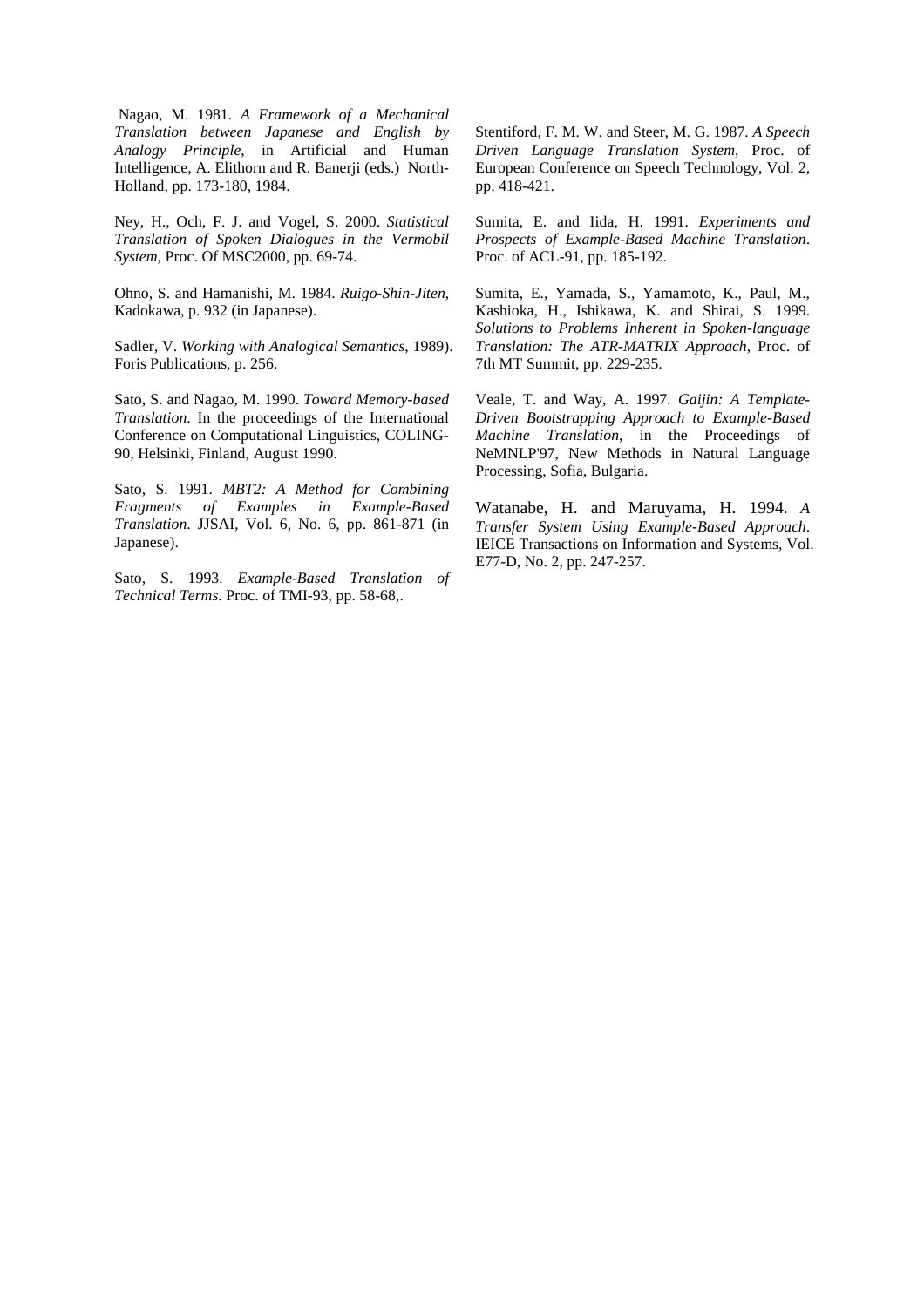Nagao, M. 1981. *A Framework of a Mechanical Translation between Japanese and English by Analogy Principle*, in Artificial and Human Intelligence, A. Elithorn and R. Banerji (eds.) North-Holland, pp. 173-180, 1984.

Ney, H., Och, F. J. and Vogel, S. 2000. *Statistical Translation of Spoken Dialogues in the Vermobil System*, Proc. Of MSC2000, pp. 69-74.

Ohno, S. and Hamanishi, M. 1984. *Ruigo-Shin-Jiten*, Kadokawa, p. 932 (in Japanese).

Sadler, V. *Working with Analogical Semantics*, 1989). Foris Publications, p. 256.

Sato, S. and Nagao, M. 1990. *Toward Memory-based Translation.* In the proceedings of the International Conference on Computational Linguistics, COLING-90, Helsinki, Finland, August 1990.

Sato, S. 1991. *MBT2: A Method for Combining Fragments of Examples in Example-Based Translation*. JJSAI, Vol. 6, No. 6, pp. 861-871 (in Japanese).

Sato, S. 1993. *Example-Based Translation of Technical Terms*. Proc. of TMI-93, pp. 58-68,.

Stentiford, F. M. W. and Steer, M. G. 1987. *A Speech Driven Language Translation System*, Proc. of European Conference on Speech Technology, Vol. 2, pp. 418-421.

Sumita, E. and Iida, H. 1991. *Experiments and Prospects of Example-Based Machine Translation*. Proc. of ACL-91, pp. 185-192.

Sumita, E., Yamada, S., Yamamoto, K., Paul, M., Kashioka, H., Ishikawa, K. and Shirai, S. 1999. *Solutions to Problems Inherent in Spoken-language Translation: The ATR-MATRIX Approach*, Proc. of 7th MT Summit, pp. 229-235.

Veale, T. and Way, A. 1997. *Gaijin: A Template-Driven Bootstrapping Approach to Example-Based Machine Translation*, in the Proceedings of NeMNLP'97, New Methods in Natural Language Processing, Sofia, Bulgaria.

Watanabe, H. and Maruyama, H. 1994. *A Transfer System Using Example-Based Approach*. IEICE Transactions on Information and Systems, Vol. E77-D, No. 2, pp. 247-257.